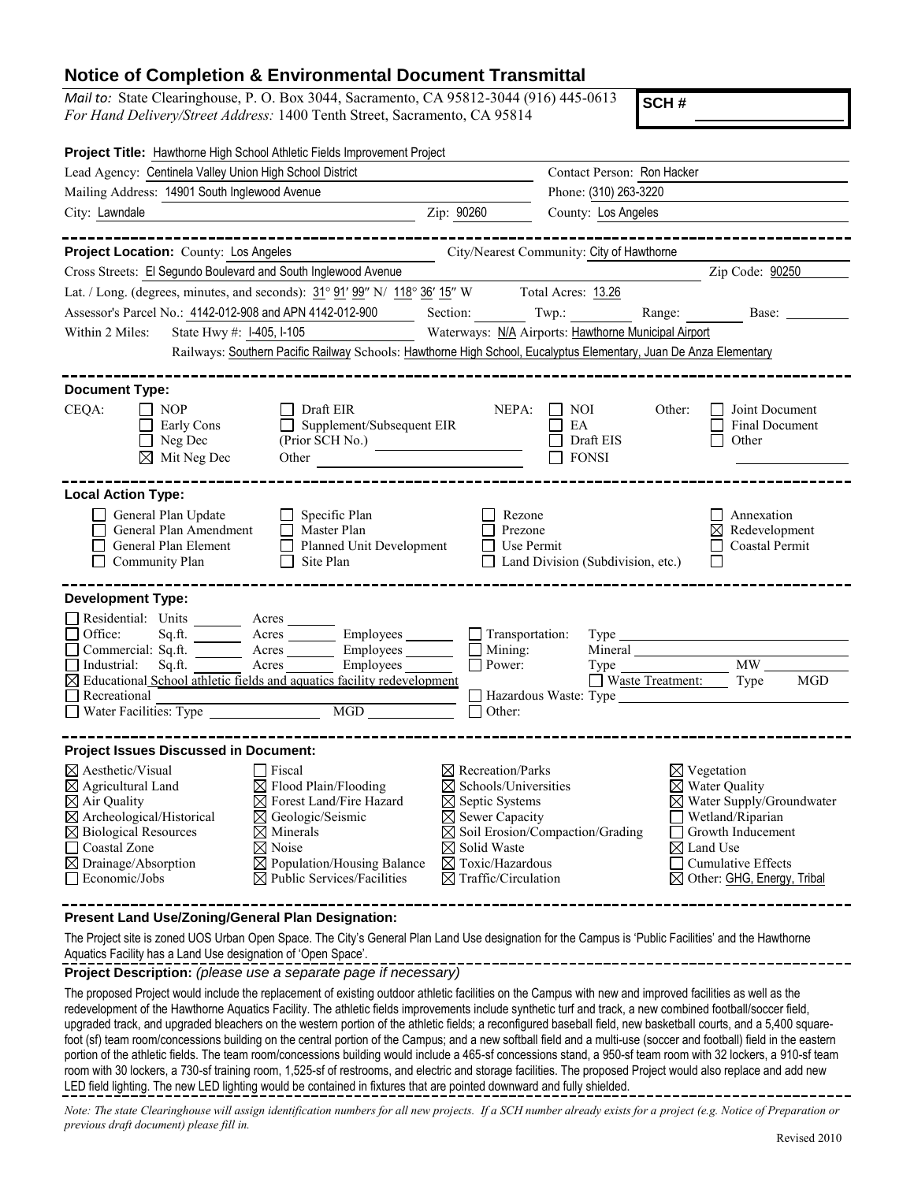# Notice of Completion & Environmental Document Transmittal

*Mail to:* State Clearinghouse, P. O. Box 3044, Sacramento, CA 95812-3044 (916) 445-0613
*For Hand Delivery/Street Address:* 1400 Tenth Street, Sacramento, CA 95814

**SCH #** ____________

**Project Title:** Hawthorne High School Athletic Fields Improvement Project

Lead Agency: Centinela Valley Union High School District | Contact Person: Ron Hacker
Mailing Address: 14901 South Inglewood Avenue | Phone: (310) 263-3220
City: Lawndale | Zip: 90260 | County: Los Angeles

---

**Project Location:** County: Los Angeles | City/Nearest Community: City of Hawthorne
Cross Streets: El Segundo Boulevard and South Inglewood Avenue | Zip Code: 90250
Lat. / Long. (degrees, minutes, and seconds): 31° 91′ 99″ N/ 118° 36′ 15″ W | Total Acres: 13.26
Assessor's Parcel No.: 4142-012-908 and APN 4142-012-900 | Section: ____ Twp.: ____ Range: ____ Base: ____
Within 2 Miles: State Hwy #: I-405, I-105 | Waterways: N/A | Airports: Hawthorne Municipal Airport
Railways: Southern Pacific Railway | Schools: Hawthorne High School, Eucalyptus Elementary, Juan De Anza Elementary

---

**Document Type:**

CEQA: ☐ NOP ☐ Early Cons ☐ Neg Dec ☒ Mit Neg Dec ☐ Draft EIR ☐ Supplement/Subsequent EIR (Prior SCH No.) ____ Other ____

NEPA: ☐ NOI ☐ EA ☐ Draft EIS ☐ FONSI

Other: ☐ Joint Document ☐ Final Document ☐ Other ____

---

**Local Action Type:**

☐ General Plan Update ☐ General Plan Amendment ☐ General Plan Element ☐ Community Plan ☐ Specific Plan ☐ Master Plan ☐ Planned Unit Development ☐ Site Plan ☐ Rezone ☐ Prezone ☐ Use Permit ☐ Land Division (Subdivision, etc.) ☐ Annexation ☒ Redevelopment ☐ Coastal Permit ☐

---

**Development Type:**

☐ Residential: Units ____ Acres ____
☐ Office: Sq.ft. ____ Acres ____ Employees ____
☐ Commercial: Sq.ft. ____ Acres ____ Employees ____
☐ Industrial: Sq.ft. ____ Acres ____ Employees ____
☒ Educational School athletic fields and aquatics facility redevelopment
☐ Recreational ____
☐ Water Facilities: Type ____ MGD ____
☐ Transportation: Type ____
☐ Mining: Mineral ____
☐ Power: Type ____ MW ____
☐ Waste Treatment: Type ____ MGD ____
☐ Hazardous Waste: Type ____
☐ Other: ____

---

**Project Issues Discussed in Document:**

☒ Aesthetic/Visual
☒ Agricultural Land
☒ Air Quality
☒ Archeological/Historical
☒ Biological Resources
☐ Coastal Zone
☒ Drainage/Absorption
☐ Economic/Jobs
☐ Fiscal
☒ Flood Plain/Flooding
☒ Forest Land/Fire Hazard
☒ Geologic/Seismic
☒ Minerals
☒ Noise
☒ Population/Housing Balance
☒ Public Services/Facilities
☒ Recreation/Parks
☒ Schools/Universities
☒ Septic Systems
☒ Sewer Capacity
☒ Soil Erosion/Compaction/Grading
☒ Solid Waste
☒ Toxic/Hazardous
☒ Traffic/Circulation
☒ Vegetation
☒ Water Quality
☒ Water Supply/Groundwater
☐ Wetland/Riparian
☐ Growth Inducement
☒ Land Use
☐ Cumulative Effects
☒ Other: GHG, Energy, Tribal

---

**Present Land Use/Zoning/General Plan Designation:**

The Project site is zoned UOS Urban Open Space. The City's General Plan Land Use designation for the Campus is 'Public Facilities' and the Hawthorne Aquatics Facility has a Land Use designation of 'Open Space'.

**Project Description:** *(please use a separate page if necessary)*

The proposed Project would include the replacement of existing outdoor athletic facilities on the Campus with new and improved facilities as well as the redevelopment of the Hawthorne Aquatics Facility. The athletic fields improvements include synthetic turf and track, a new combined football/soccer field, upgraded track, and upgraded bleachers on the western portion of the athletic fields; a reconfigured baseball field, new basketball courts, and a 5,400 square-foot (sf) team room/concessions building on the central portion of the Campus; and a new softball field and a multi-use (soccer and football) field in the eastern portion of the athletic fields. The team room/concessions building would include a 465-sf concessions stand, a 950-sf team room with 32 lockers, a 910-sf team room with 30 lockers, a 730-sf training room, 1,525-sf of restrooms, and electric and storage facilities. The proposed Project would also replace and add new LED field lighting. The new LED lighting would be contained in fixtures that are pointed downward and fully shielded.

---

*Note: The state Clearinghouse will assign identification numbers for all new projects. If a SCH number already exists for a project (e.g. Notice of Preparation or previous draft document) please fill in.*

Revised 2010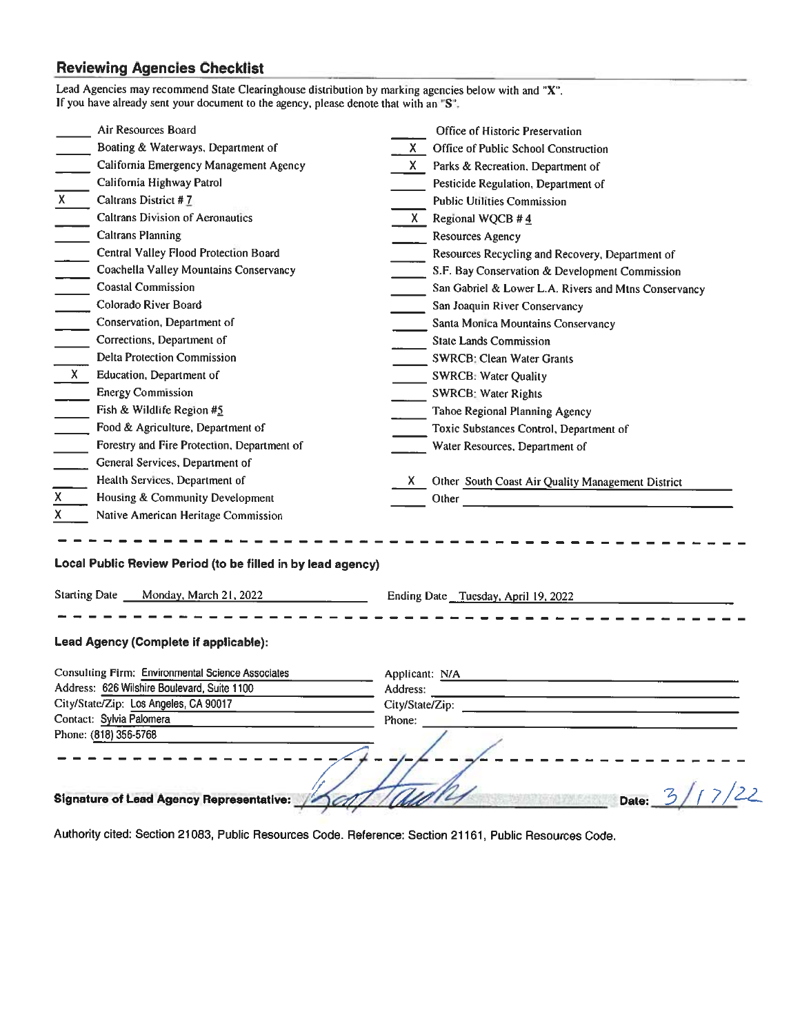## Reviewing Agencies Checklist

Lead Agencies may recommend State Clearinghouse distribution by marking agencies below with and "X".
If you have already sent your document to the agency, please denote that with an "S".

| | | | |
|---|---|---|---|
| | Air Resources Board | | Office of Historic Preservation |
| | Boating & Waterways, Department of | X | Office of Public School Construction |
| | California Emergency Management Agency | X | Parks & Recreation, Department of |
| | California Highway Patrol | | Pesticide Regulation, Department of |
| X | Caltrans District # 7 | | Public Utilities Commission |
| | Caltrans Division of Aeronautics | X | Regional WQCB # 4 |
| | Caltrans Planning | | Resources Agency |
| | Central Valley Flood Protection Board | | Resources Recycling and Recovery, Department of |
| | Coachella Valley Mountains Conservancy | | S.F. Bay Conservation & Development Commission |
| | Coastal Commission | | San Gabriel & Lower L.A. Rivers and Mtns Conservancy |
| | Colorado River Board | | San Joaquin River Conservancy |
| | Conservation, Department of | | Santa Monica Mountains Conservancy |
| | Corrections, Department of | | State Lands Commission |
| | Delta Protection Commission | | SWRCB: Clean Water Grants |
| X | Education, Department of | | SWRCB: Water Quality |
| | Energy Commission | | SWRCB: Water Rights |
| | Fish & Wildlife Region #5 | | Tahoe Regional Planning Agency |
| | Food & Agriculture, Department of | | Toxic Substances Control, Department of |
| | Forestry and Fire Protection, Department of | | Water Resources, Department of |
| | General Services, Department of | | |
| | Health Services, Department of | X | Other South Coast Air Quality Management District |
| X | Housing & Community Development | | Other |
| X | Native American Heritage Commission | | |

---

### Local Public Review Period (to be filled in by lead agency)

Starting Date Monday, March 21, 2022 Ending Date Tuesday, April 19, 2022

---

### Lead Agency (Complete if applicable):

Consulting Firm: Environmental Science Associates
Address: 626 Wilshire Boulevard, Suite 1100
City/State/Zip: Los Angeles, CA 90017
Contact: Sylvia Palomera
Phone: (818) 356-5768

Applicant: N/A
Address:
City/State/Zip:
Phone:

---

**Signature of Lead Agency Representative:** [signature] **Date:** 3/17/22

Authority cited: Section 21083, Public Resources Code. Reference: Section 21161, Public Resources Code.